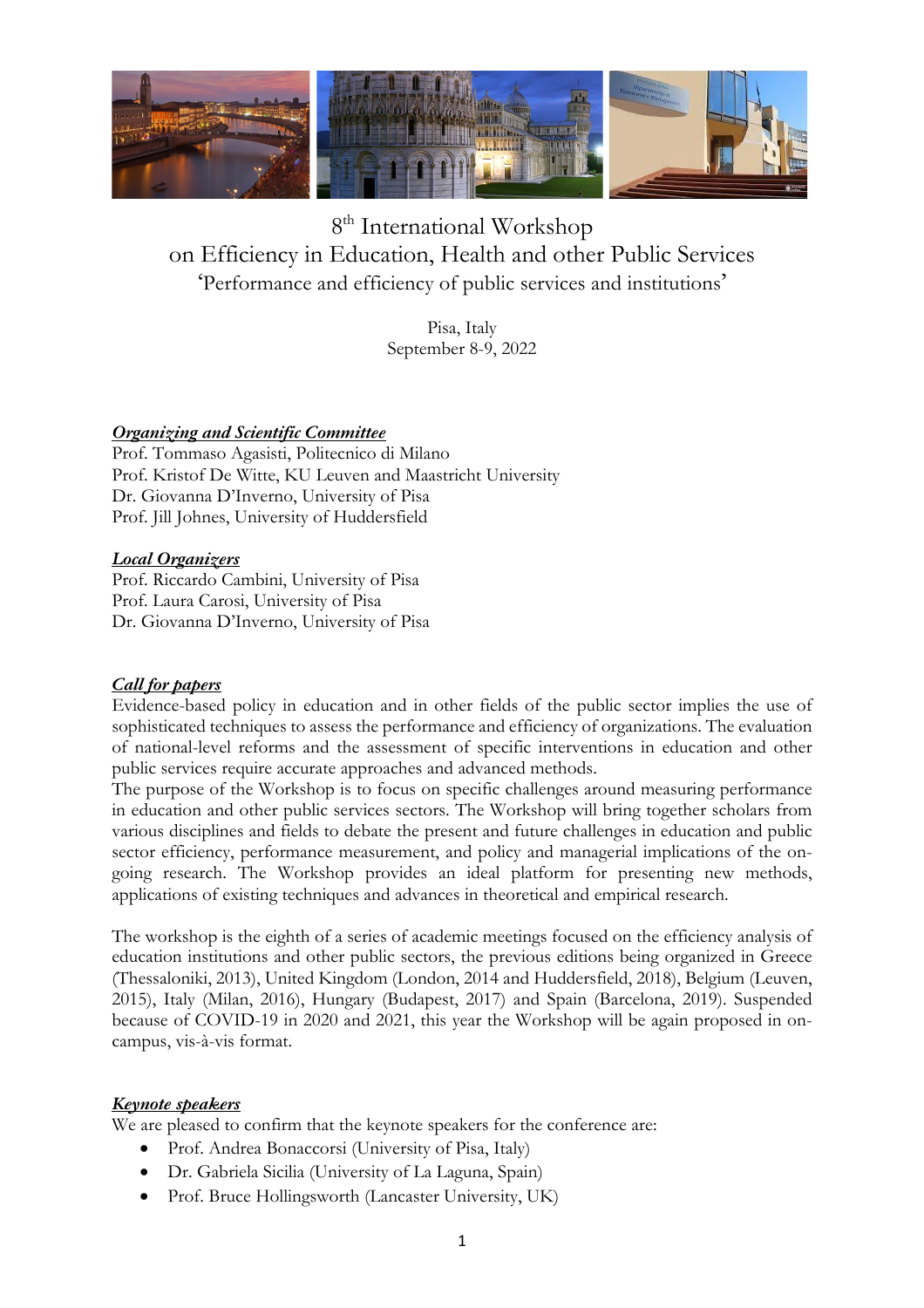8th International Workshop
on Efficiency in Education, Health and other Public Services
'Performance and efficiency of public services and institutions'

Pisa, Italy
September 8-9, 2022

***Organizing and Scientific Committee***

Prof. Tommaso Agasisti, Politecnico di Milano
Prof. Kristof De Witte, KU Leuven and Maastricht University
Dr. Giovanna D'Inverno, University of Pisa
Prof. Jill Johnes, University of Huddersfield

***Local Organizers***

Prof. Riccardo Cambini, University of Pisa
Prof. Laura Carosi, University of Pisa
Dr. Giovanna D'Inverno, University of Pisa

***Call for papers***

Evidence-based policy in education and in other fields of the public sector implies the use of sophisticated techniques to assess the performance and efficiency of organizations. The evaluation of national-level reforms and the assessment of specific interventions in education and other public services require accurate approaches and advanced methods.
The purpose of the Workshop is to focus on specific challenges around measuring performance in education and other public services sectors. The Workshop will bring together scholars from various disciplines and fields to debate the present and future challenges in education and public sector efficiency, performance measurement, and policy and managerial implications of the on-going research. The Workshop provides an ideal platform for presenting new methods, applications of existing techniques and advances in theoretical and empirical research.

The workshop is the eighth of a series of academic meetings focused on the efficiency analysis of education institutions and other public sectors, the previous editions being organized in Greece (Thessaloniki, 2013), United Kingdom (London, 2014 and Huddersfield, 2018), Belgium (Leuven, 2015), Italy (Milan, 2016), Hungary (Budapest, 2017) and Spain (Barcelona, 2019). Suspended because of COVID-19 in 2020 and 2021, this year the Workshop will be again proposed in on-campus, vis-à-vis format.

***Keynote speakers***

We are pleased to confirm that the keynote speakers for the conference are:

- Prof. Andrea Bonaccorsi (University of Pisa, Italy)
- Dr. Gabriela Sicilia (University of La Laguna, Spain)
- Prof. Bruce Hollingsworth (Lancaster University, UK)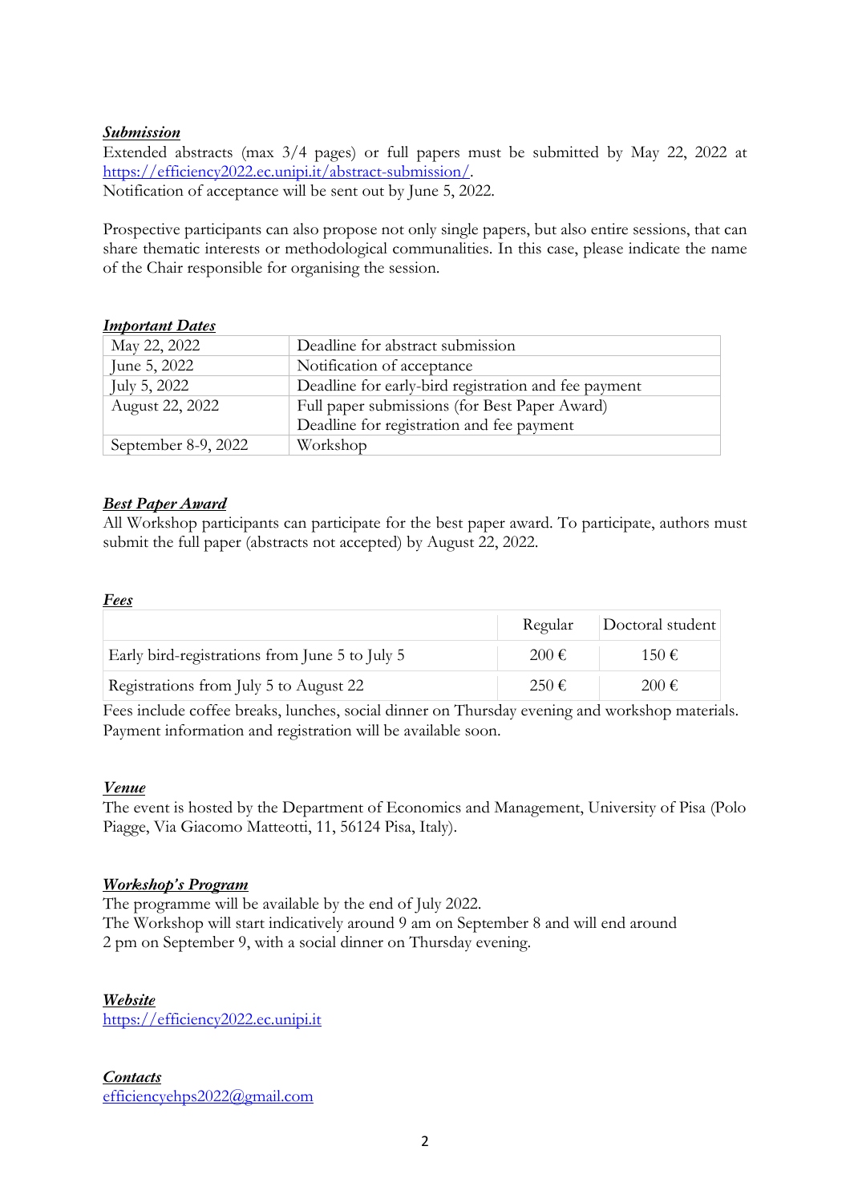***Submission***

Extended abstracts (max 3/4 pages) or full papers must be submitted by May 22, 2022 at https://efficiency2022.ec.unipi.it/abstract-submission/.
Notification of acceptance will be sent out by June 5, 2022.

Prospective participants can also propose not only single papers, but also entire sessions, that can share thematic interests or methodological communalities. In this case, please indicate the name of the Chair responsible for organising the session.

***Important Dates***

| | |
|---|---|
| May 22, 2022 | Deadline for abstract submission |
| June 5, 2022 | Notification of acceptance |
| July 5, 2022 | Deadline for early-bird registration and fee payment |
| August 22, 2022 | Full paper submissions (for Best Paper Award)<br>Deadline for registration and fee payment |
| September 8-9, 2022 | Workshop |

***Best Paper Award***

All Workshop participants can participate for the best paper award. To participate, authors must submit the full paper (abstracts not accepted) by August 22, 2022.

***Fees***

| | Regular | Doctoral student |
|---|---|---|
| Early bird-registrations from June 5 to July 5 | 200 € | 150 € |
| Registrations from July 5 to August 22 | 250 € | 200 € |

Fees include coffee breaks, lunches, social dinner on Thursday evening and workshop materials. Payment information and registration will be available soon.

***Venue***

The event is hosted by the Department of Economics and Management, University of Pisa (Polo Piagge, Via Giacomo Matteotti, 11, 56124 Pisa, Italy).

***Workshop's Program***

The programme will be available by the end of July 2022.
The Workshop will start indicatively around 9 am on September 8 and will end around 2 pm on September 9, with a social dinner on Thursday evening.

***Website***

https://efficiency2022.ec.unipi.it

***Contacts***

efficiencyehps2022@gmail.com